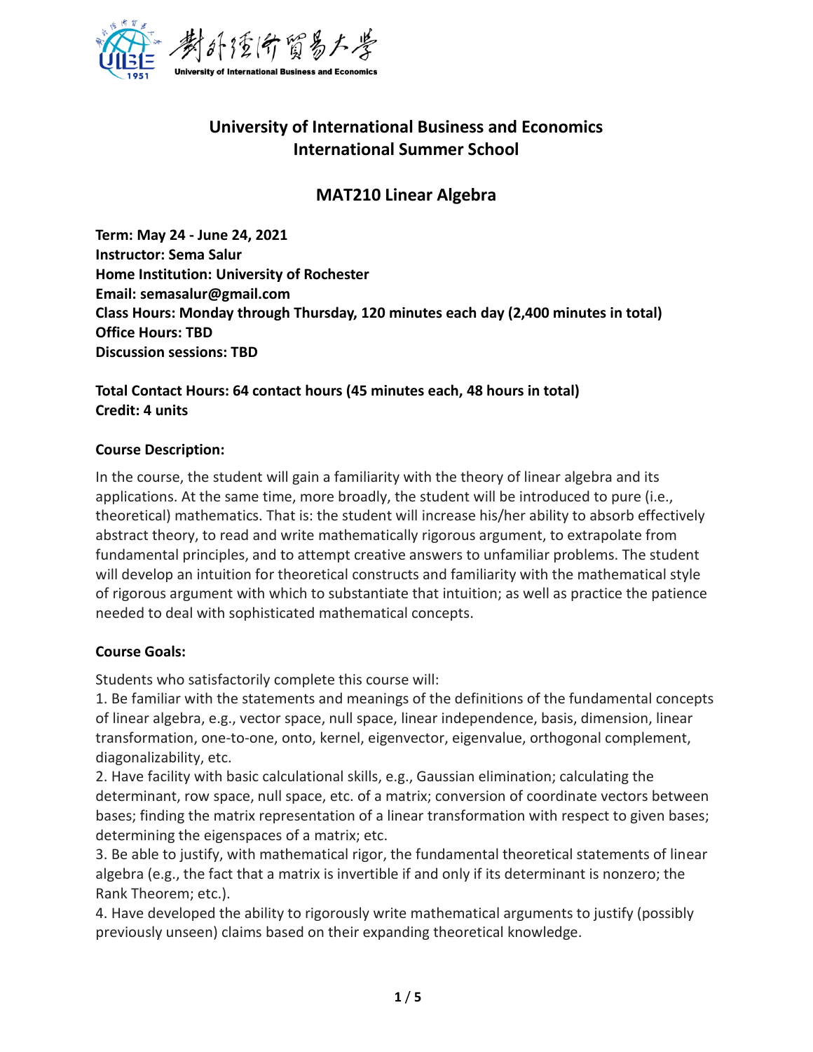# University of International Business and Economics
# International Summer School

## MAT210 Linear Algebra

**Term: May 24 - June 24, 2021**
**Instructor: Sema Salur**
**Home Institution: University of Rochester**
**Email: semasalur@gmail.com**
**Class Hours: Monday through Thursday, 120 minutes each day (2,400 minutes in total)**
**Office Hours: TBD**
**Discussion sessions: TBD**

**Total Contact Hours: 64 contact hours (45 minutes each, 48 hours in total)**
**Credit: 4 units**

### Course Description:

In the course, the student will gain a familiarity with the theory of linear algebra and its applications. At the same time, more broadly, the student will be introduced to pure (i.e., theoretical) mathematics. That is: the student will increase his/her ability to absorb effectively abstract theory, to read and write mathematically rigorous argument, to extrapolate from fundamental principles, and to attempt creative answers to unfamiliar problems. The student will develop an intuition for theoretical constructs and familiarity with the mathematical style of rigorous argument with which to substantiate that intuition; as well as practice the patience needed to deal with sophisticated mathematical concepts.

### Course Goals:

Students who satisfactorily complete this course will:

1. Be familiar with the statements and meanings of the definitions of the fundamental concepts of linear algebra, e.g., vector space, null space, linear independence, basis, dimension, linear transformation, one-to-one, onto, kernel, eigenvector, eigenvalue, orthogonal complement, diagonalizability, etc.
2. Have facility with basic calculational skills, e.g., Gaussian elimination; calculating the determinant, row space, null space, etc. of a matrix; conversion of coordinate vectors between bases; finding the matrix representation of a linear transformation with respect to given bases; determining the eigenspaces of a matrix; etc.
3. Be able to justify, with mathematical rigor, the fundamental theoretical statements of linear algebra (e.g., the fact that a matrix is invertible if and only if its determinant is nonzero; the Rank Theorem; etc.).
4. Have developed the ability to rigorously write mathematical arguments to justify (possibly previously unseen) claims based on their expanding theoretical knowledge.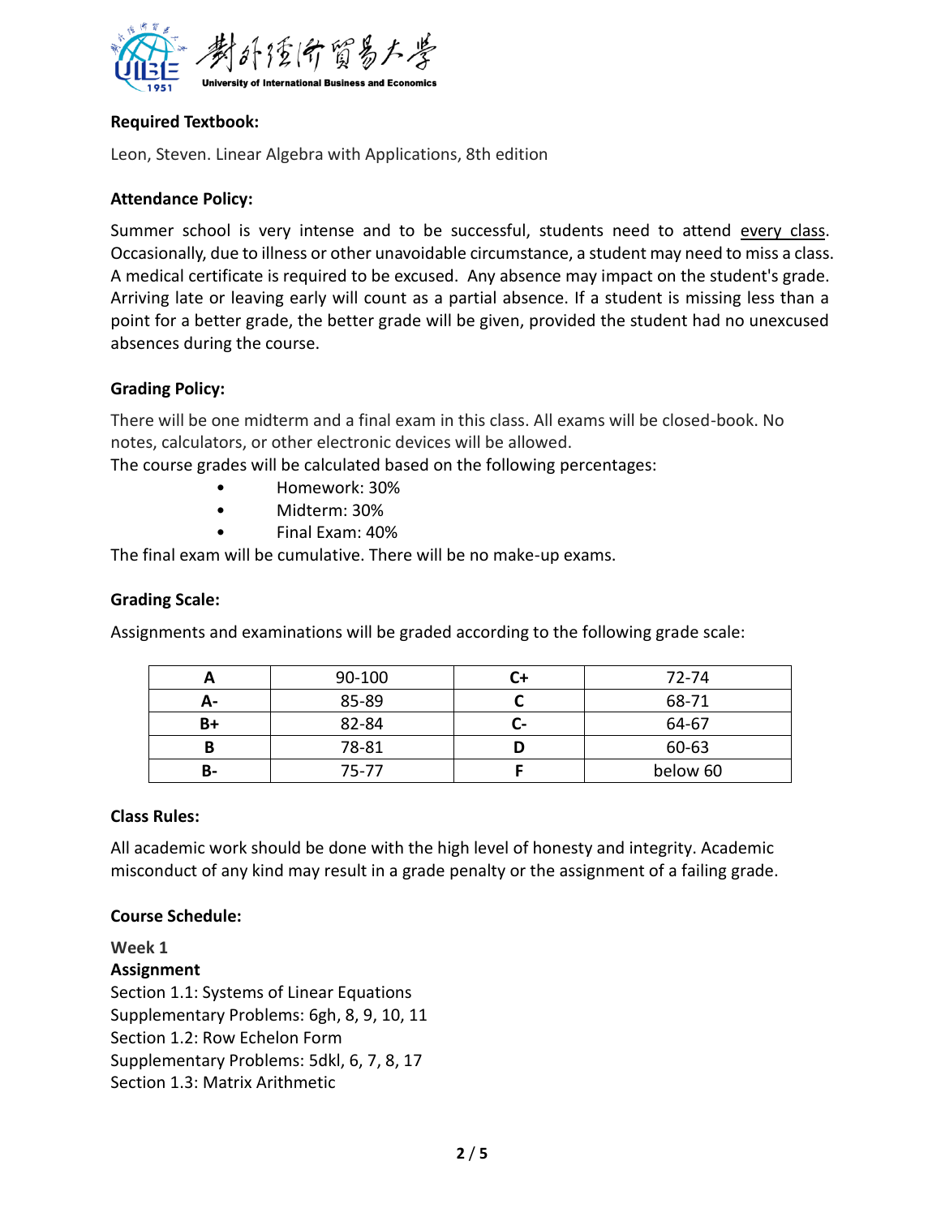**Required Textbook:**

Leon, Steven. Linear Algebra with Applications, 8th edition

**Attendance Policy:**

Summer school is very intense and to be successful, students need to attend every class. Occasionally, due to illness or other unavoidable circumstance, a student may need to miss a class. A medical certificate is required to be excused. Any absence may impact on the student's grade. Arriving late or leaving early will count as a partial absence. If a student is missing less than a point for a better grade, the better grade will be given, provided the student had no unexcused absences during the course.

**Grading Policy:**

There will be one midterm and a final exam in this class. All exams will be closed-book. No notes, calculators, or other electronic devices will be allowed.
The course grades will be calculated based on the following percentages:

- Homework: 30%
- Midterm: 30%
- Final Exam: 40%

The final exam will be cumulative. There will be no make-up exams.

**Grading Scale:**

Assignments and examinations will be graded according to the following grade scale:

| A | 90-100 | C+ | 72-74 |
|---|---|---|---|
| A- | 85-89 | C | 68-71 |
| B+ | 82-84 | C- | 64-67 |
| B | 78-81 | D | 60-63 |
| B- | 75-77 | F | below 60 |

**Class Rules:**

All academic work should be done with the high level of honesty and integrity. Academic misconduct of any kind may result in a grade penalty or the assignment of a failing grade.

**Course Schedule:**

**Week 1**

**Assignment**

Section 1.1: Systems of Linear Equations
Supplementary Problems: 6gh, 8, 9, 10, 11
Section 1.2: Row Echelon Form
Supplementary Problems: 5dkl, 6, 7, 8, 17
Section 1.3: Matrix Arithmetic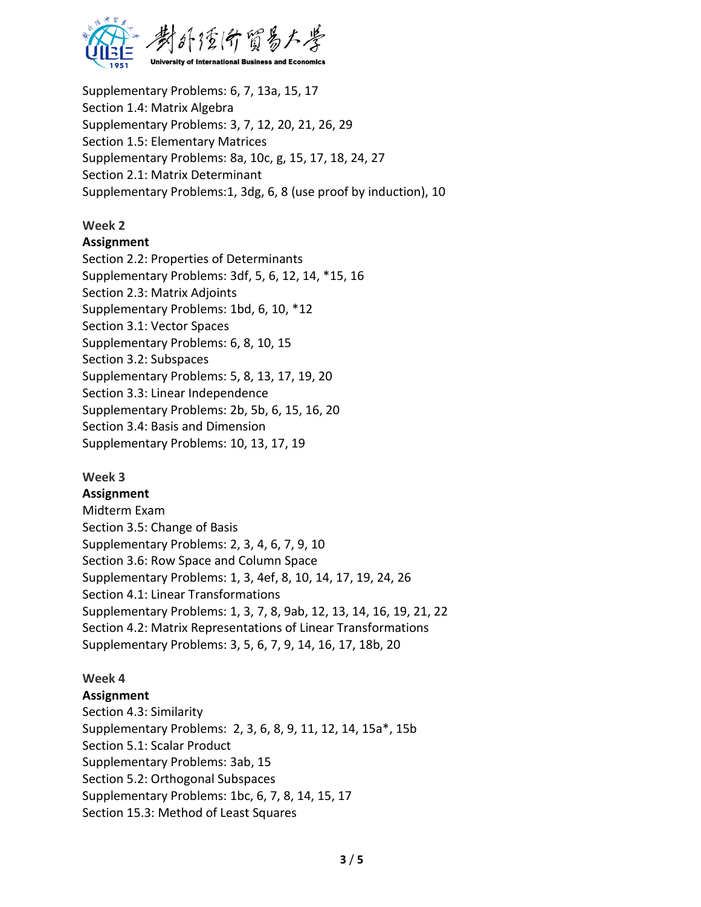Supplementary Problems: 6, 7, 13a, 15, 17
Section 1.4: Matrix Algebra
Supplementary Problems: 3, 7, 12, 20, 21, 26, 29
Section 1.5: Elementary Matrices
Supplementary Problems: 8a, 10c, g, 15, 17, 18, 24, 27
Section 2.1: Matrix Determinant
Supplementary Problems:1, 3dg, 6, 8 (use proof by induction), 10

**Week 2**

**Assignment**
Section 2.2: Properties of Determinants
Supplementary Problems: 3df, 5, 6, 12, 14, *15, 16
Section 2.3: Matrix Adjoints
Supplementary Problems: 1bd, 6, 10, *12
Section 3.1: Vector Spaces
Supplementary Problems: 6, 8, 10, 15
Section 3.2: Subspaces
Supplementary Problems: 5, 8, 13, 17, 19, 20
Section 3.3: Linear Independence
Supplementary Problems: 2b, 5b, 6, 15, 16, 20
Section 3.4: Basis and Dimension
Supplementary Problems: 10, 13, 17, 19

**Week 3**

**Assignment**
Midterm Exam
Section 3.5: Change of Basis
Supplementary Problems: 2, 3, 4, 6, 7, 9, 10
Section 3.6: Row Space and Column Space
Supplementary Problems: 1, 3, 4ef, 8, 10, 14, 17, 19, 24, 26
Section 4.1: Linear Transformations
Supplementary Problems: 1, 3, 7, 8, 9ab, 12, 13, 14, 16, 19, 21, 22
Section 4.2: Matrix Representations of Linear Transformations
Supplementary Problems: 3, 5, 6, 7, 9, 14, 16, 17, 18b, 20

**Week 4**

**Assignment**
Section 4.3: Similarity
Supplementary Problems: 2, 3, 6, 8, 9, 11, 12, 14, 15a*, 15b
Section 5.1: Scalar Product
Supplementary Problems: 3ab, 15
Section 5.2: Orthogonal Subspaces
Supplementary Problems: 1bc, 6, 7, 8, 14, 15, 17
Section 15.3: Method of Least Squares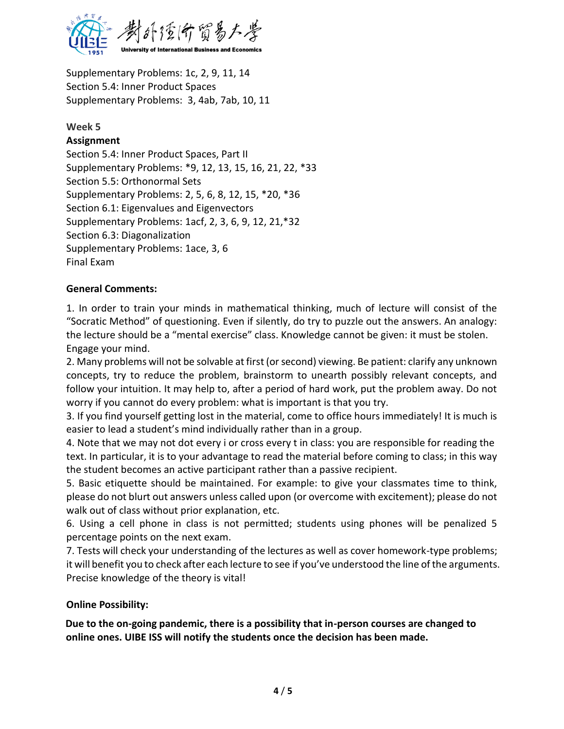Supplementary Problems: 1c, 2, 9, 11, 14
Section 5.4: Inner Product Spaces
Supplementary Problems: 3, 4ab, 7ab, 10, 11

**Week 5**

**Assignment**

Section 5.4: Inner Product Spaces, Part II
Supplementary Problems: *9, 12, 13, 15, 16, 21, 22, *33
Section 5.5: Orthonormal Sets
Supplementary Problems: 2, 5, 6, 8, 12, 15, *20, *36
Section 6.1: Eigenvalues and Eigenvectors
Supplementary Problems: 1acf, 2, 3, 6, 9, 12, 21,*32
Section 6.3: Diagonalization
Supplementary Problems: 1ace, 3, 6
Final Exam

**General Comments:**

1. In order to train your minds in mathematical thinking, much of lecture will consist of the "Socratic Method" of questioning. Even if silently, do try to puzzle out the answers. An analogy: the lecture should be a "mental exercise" class. Knowledge cannot be given: it must be stolen. Engage your mind.
2. Many problems will not be solvable at first (or second) viewing. Be patient: clarify any unknown concepts, try to reduce the problem, brainstorm to unearth possibly relevant concepts, and follow your intuition. It may help to, after a period of hard work, put the problem away. Do not worry if you cannot do every problem: what is important is that you try.
3. If you find yourself getting lost in the material, come to office hours immediately! It is much is easier to lead a student's mind individually rather than in a group.
4. Note that we may not dot every i or cross every t in class: you are responsible for reading the text. In particular, it is to your advantage to read the material before coming to class; in this way the student becomes an active participant rather than a passive recipient.
5. Basic etiquette should be maintained. For example: to give your classmates time to think, please do not blurt out answers unless called upon (or overcome with excitement); please do not walk out of class without prior explanation, etc.
6. Using a cell phone in class is not permitted; students using phones will be penalized 5 percentage points on the next exam.
7. Tests will check your understanding of the lectures as well as cover homework-type problems; it will benefit you to check after each lecture to see if you've understood the line of the arguments. Precise knowledge of the theory is vital!

**Online Possibility:**

**Due to the on-going pandemic, there is a possibility that in-person courses are changed to online ones. UIBE ISS will notify the students once the decision has been made.**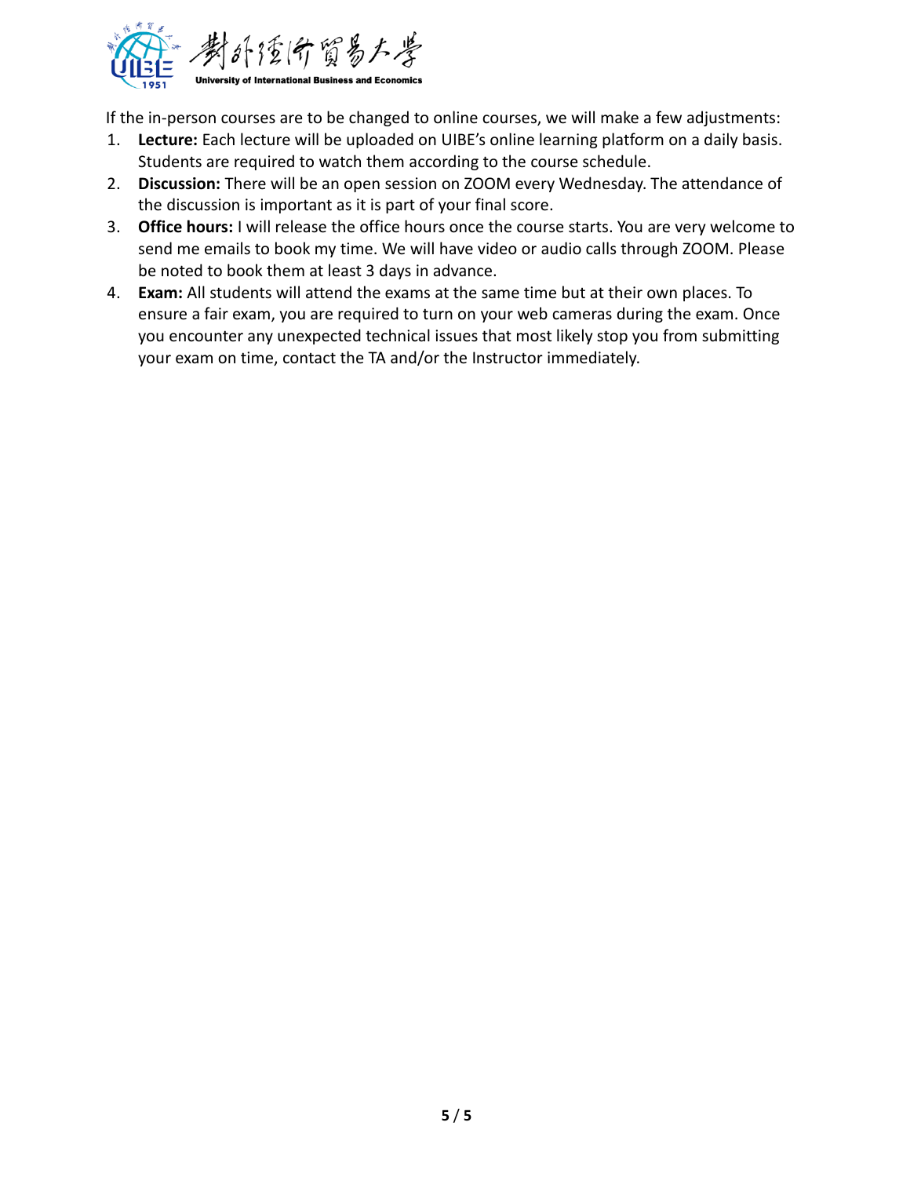If the in-person courses are to be changed to online courses, we will make a few adjustments:

1. **Lecture:** Each lecture will be uploaded on UIBE's online learning platform on a daily basis. Students are required to watch them according to the course schedule.
2. **Discussion:** There will be an open session on ZOOM every Wednesday. The attendance of the discussion is important as it is part of your final score.
3. **Office hours:** I will release the office hours once the course starts. You are very welcome to send me emails to book my time. We will have video or audio calls through ZOOM. Please be noted to book them at least 3 days in advance.
4. **Exam:** All students will attend the exams at the same time but at their own places. To ensure a fair exam, you are required to turn on your web cameras during the exam. Once you encounter any unexpected technical issues that most likely stop you from submitting your exam on time, contact the TA and/or the Instructor immediately.